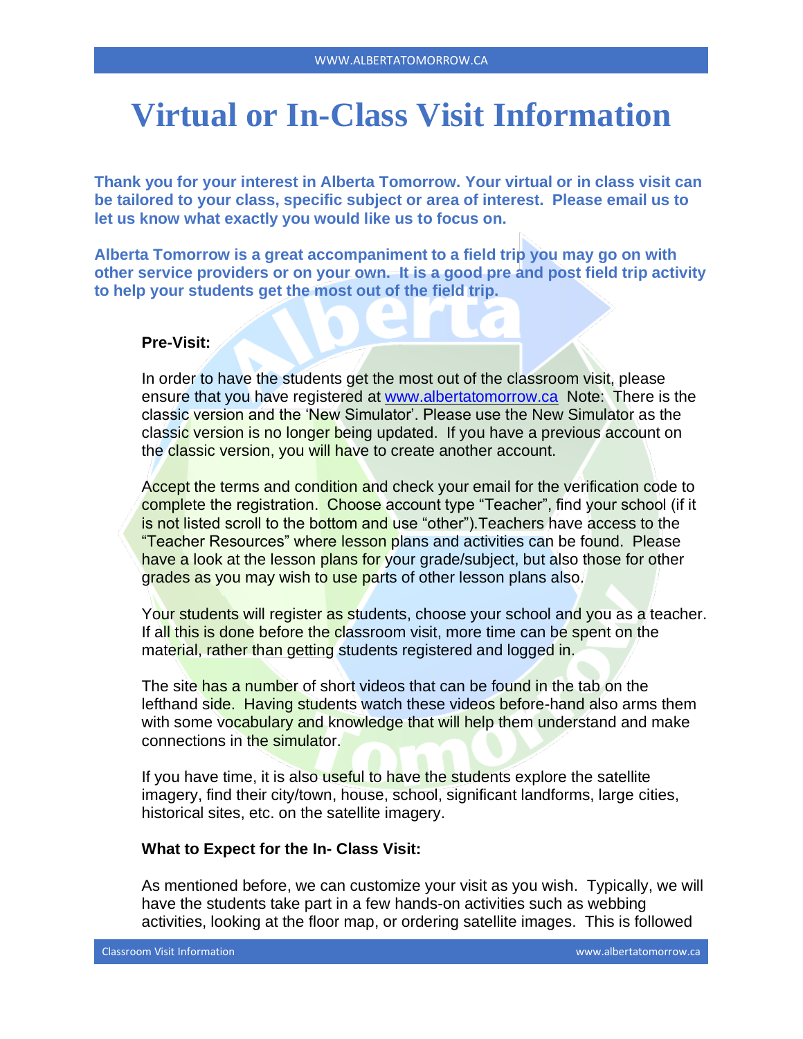# Virtual or In-Class Visit Information

**Thank you for your interest in Alberta Tomorrow. Your virtual or in class visit can be tailored to your class, specific subject or area of interest. Please email us to let us know what exactly you would like us to focus on.**

**Alberta Tomorrow is a great accompaniment to a field trip you may go on with other service providers or on your own. It is a good pre and post field trip activity to help your students get the most out of the field trip.**

**Pre-Visit:**

In order to have the students get the most out of the classroom visit, please ensure that you have registered at [www.albertatomorrow.ca](http://www.albertatomorrow.ca) Note: There is the classic version and the 'New Simulator'. Please use the New Simulator as the classic version is no longer being updated. If you have a previous account on the classic version, you will have to create another account.

Accept the terms and condition and check your email for the verification code to complete the registration. Choose account type "Teacher", find your school (if it is not listed scroll to the bottom and use "other").Teachers have access to the "Teacher Resources" where lesson plans and activities can be found. Please have a look at the lesson plans for your grade/subject, but also those for other grades as you may wish to use parts of other lesson plans also.

Your students will register as students, choose your school and you as a teacher. If all this is done before the classroom visit, more time can be spent on the material, rather than getting students registered and logged in.

The site has a number of short videos that can be found in the tab on the lefthand side. Having students watch these videos before-hand also arms them with some vocabulary and knowledge that will help them understand and make connections in the simulator.

If you have time, it is also useful to have the students explore the satellite imagery, find their city/town, house, school, significant landforms, large cities, historical sites, etc. on the satellite imagery.

**What to Expect for the In- Class Visit:**

As mentioned before, we can customize your visit as you wish. Typically, we will have the students take part in a few hands-on activities such as webbing activities, looking at the floor map, or ordering satellite images. This is followed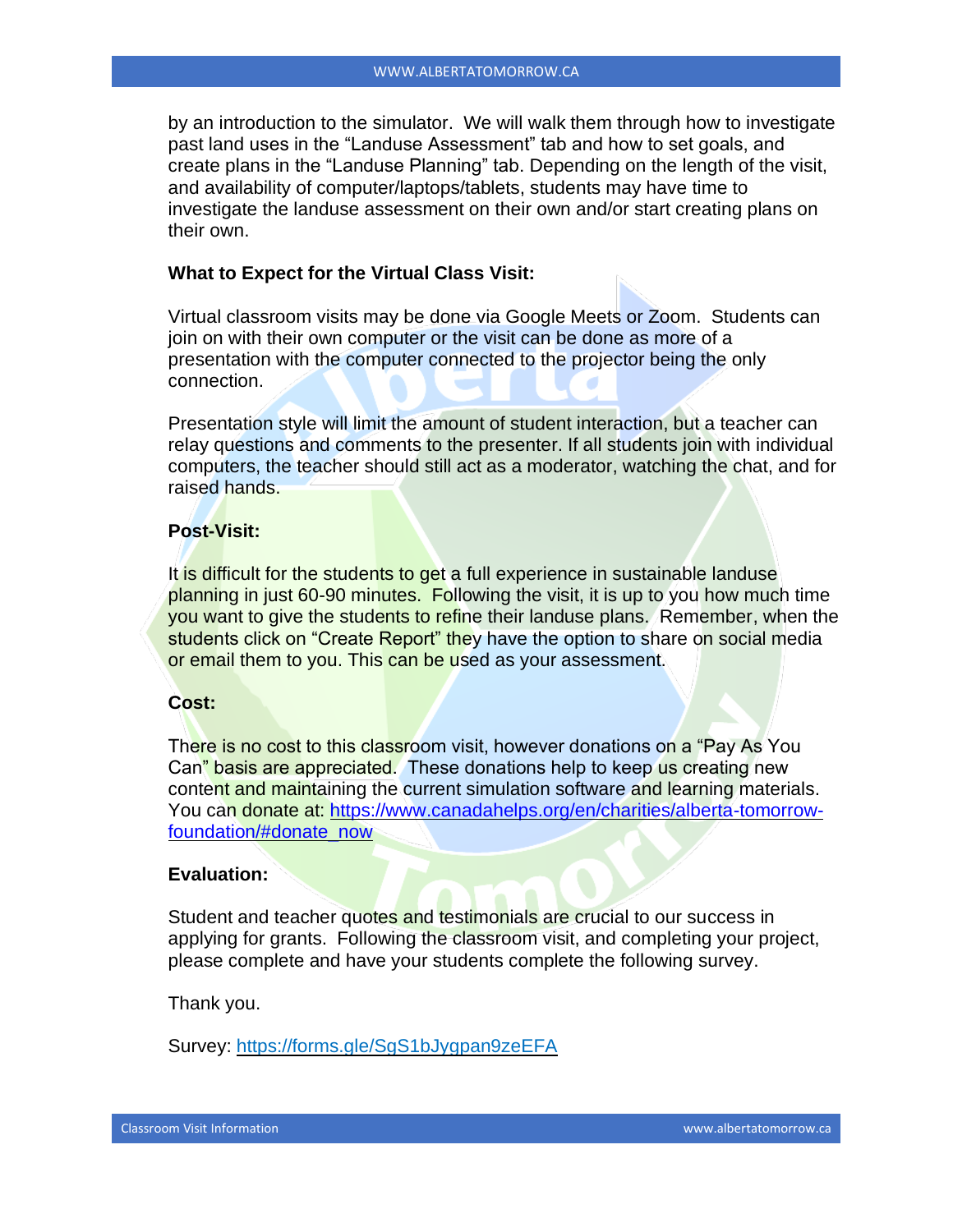by an introduction to the simulator. We will walk them through how to investigate past land uses in the "Landuse Assessment" tab and how to set goals, and create plans in the "Landuse Planning" tab. Depending on the length of the visit, and availability of computer/laptops/tablets, students may have time to investigate the landuse assessment on their own and/or start creating plans on their own.

**What to Expect for the Virtual Class Visit:**

Virtual classroom visits may be done via Google Meets or Zoom. Students can join on with their own computer or the visit can be done as more of a presentation with the computer connected to the projector being the only connection.

Presentation style will limit the amount of student interaction, but a teacher can relay questions and comments to the presenter. If all students join with individual computers, the teacher should still act as a moderator, watching the chat, and for raised hands.

**Post-Visit:**

It is difficult for the students to get a full experience in sustainable landuse planning in just 60-90 minutes. Following the visit, it is up to you how much time you want to give the students to refine their landuse plans. Remember, when the students click on "Create Report" they have the option to share on social media or email them to you. This can be used as your assessment.

**Cost:**

There is no cost to this classroom visit, however donations on a "Pay As You Can" basis are appreciated. These donations help to keep us creating new content and maintaining the current simulation software and learning materials. You can donate at: https://www.canadahelps.org/en/charities/alberta-tomorrow-foundation/#donate_now

**Evaluation:**

Student and teacher quotes and testimonials are crucial to our success in applying for grants. Following the classroom visit, and completing your project, please complete and have your students complete the following survey.

Thank you.

Survey: https://forms.gle/SgS1bJygpan9zeEFA